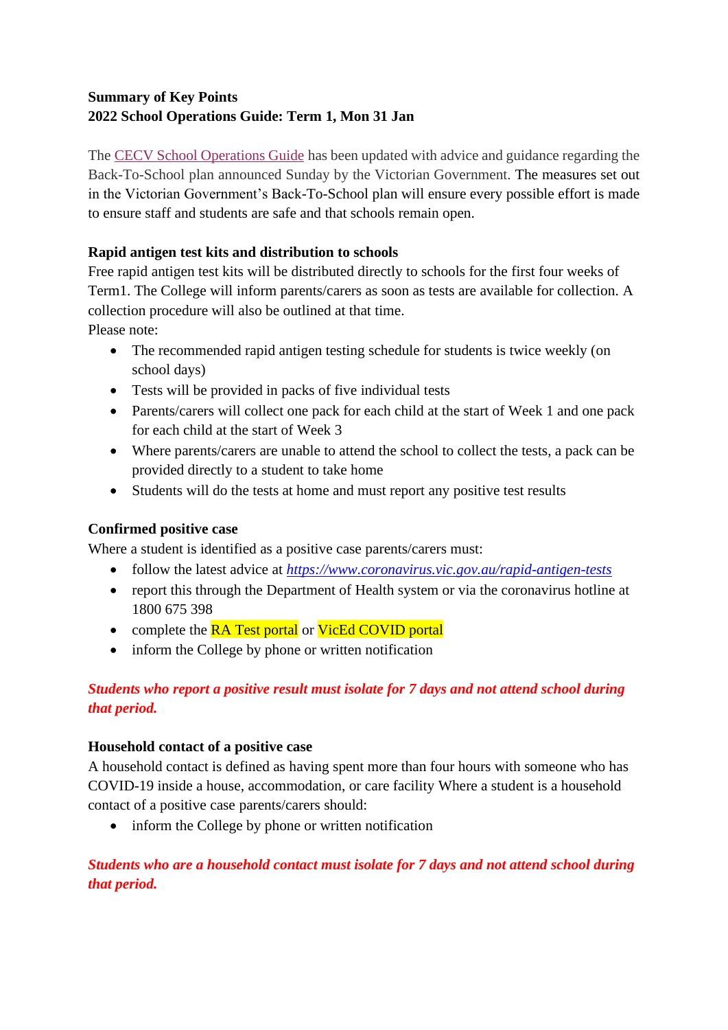**Summary of Key Points**
**2022 School Operations Guide: Term 1, Mon 31 Jan**

The CECV School Operations Guide has been updated with advice and guidance regarding the Back-To-School plan announced Sunday by the Victorian Government. The measures set out in the Victorian Government's Back-To-School plan will ensure every possible effort is made to ensure staff and students are safe and that schools remain open.

**Rapid antigen test kits and distribution to schools**
Free rapid antigen test kits will be distributed directly to schools for the first four weeks of Term1. The College will inform parents/carers as soon as tests are available for collection. A collection procedure will also be outlined at that time.
Please note:

- The recommended rapid antigen testing schedule for students is twice weekly (on school days)
- Tests will be provided in packs of five individual tests
- Parents/carers will collect one pack for each child at the start of Week 1 and one pack for each child at the start of Week 3
- Where parents/carers are unable to attend the school to collect the tests, a pack can be provided directly to a student to take home
- Students will do the tests at home and must report any positive test results

**Confirmed positive case**
Where a student is identified as a positive case parents/carers must:

- follow the latest advice at *https://www.coronavirus.vic.gov.au/rapid-antigen-tests*
- report this through the Department of Health system or via the coronavirus hotline at 1800 675 398
- complete the RA Test portal or VicEd COVID portal
- inform the College by phone or written notification

***Students who report a positive result must isolate for 7 days and not attend school during that period.***

**Household contact of a positive case**
A household contact is defined as having spent more than four hours with someone who has COVID-19 inside a house, accommodation, or care facility Where a student is a household contact of a positive case parents/carers should:

- inform the College by phone or written notification

***Students who are a household contact must isolate for 7 days and not attend school during that period.***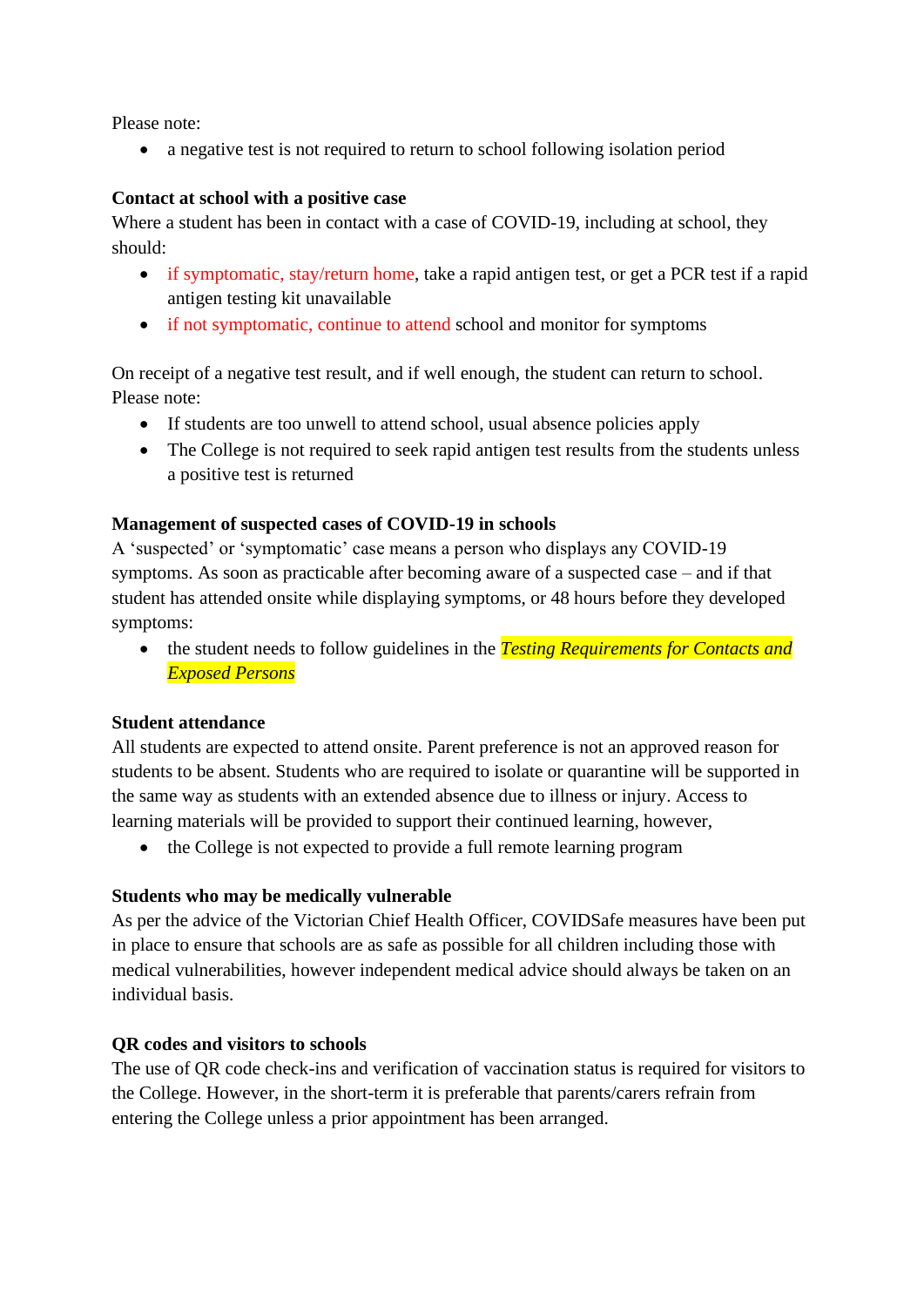Please note:

- a negative test is not required to return to school following isolation period

**Contact at school with a positive case**

Where a student has been in contact with a case of COVID-19, including at school, they should:

- if symptomatic, stay/return home, take a rapid antigen test, or get a PCR test if a rapid antigen testing kit unavailable
- if not symptomatic, continue to attend school and monitor for symptoms

On receipt of a negative test result, and if well enough, the student can return to school.

Please note:

- If students are too unwell to attend school, usual absence policies apply
- The College is not required to seek rapid antigen test results from the students unless a positive test is returned

**Management of suspected cases of COVID-19 in schools**

A 'suspected' or 'symptomatic' case means a person who displays any COVID-19 symptoms. As soon as practicable after becoming aware of a suspected case – and if that student has attended onsite while displaying symptoms, or 48 hours before they developed symptoms:

- the student needs to follow guidelines in the *Testing Requirements for Contacts and Exposed Persons*

**Student attendance**

All students are expected to attend onsite. Parent preference is not an approved reason for students to be absent. Students who are required to isolate or quarantine will be supported in the same way as students with an extended absence due to illness or injury. Access to learning materials will be provided to support their continued learning, however,

- the College is not expected to provide a full remote learning program

**Students who may be medically vulnerable**

As per the advice of the Victorian Chief Health Officer, COVIDSafe measures have been put in place to ensure that schools are as safe as possible for all children including those with medical vulnerabilities, however independent medical advice should always be taken on an individual basis.

**QR codes and visitors to schools**

The use of QR code check-ins and verification of vaccination status is required for visitors to the College. However, in the short-term it is preferable that parents/carers refrain from entering the College unless a prior appointment has been arranged.